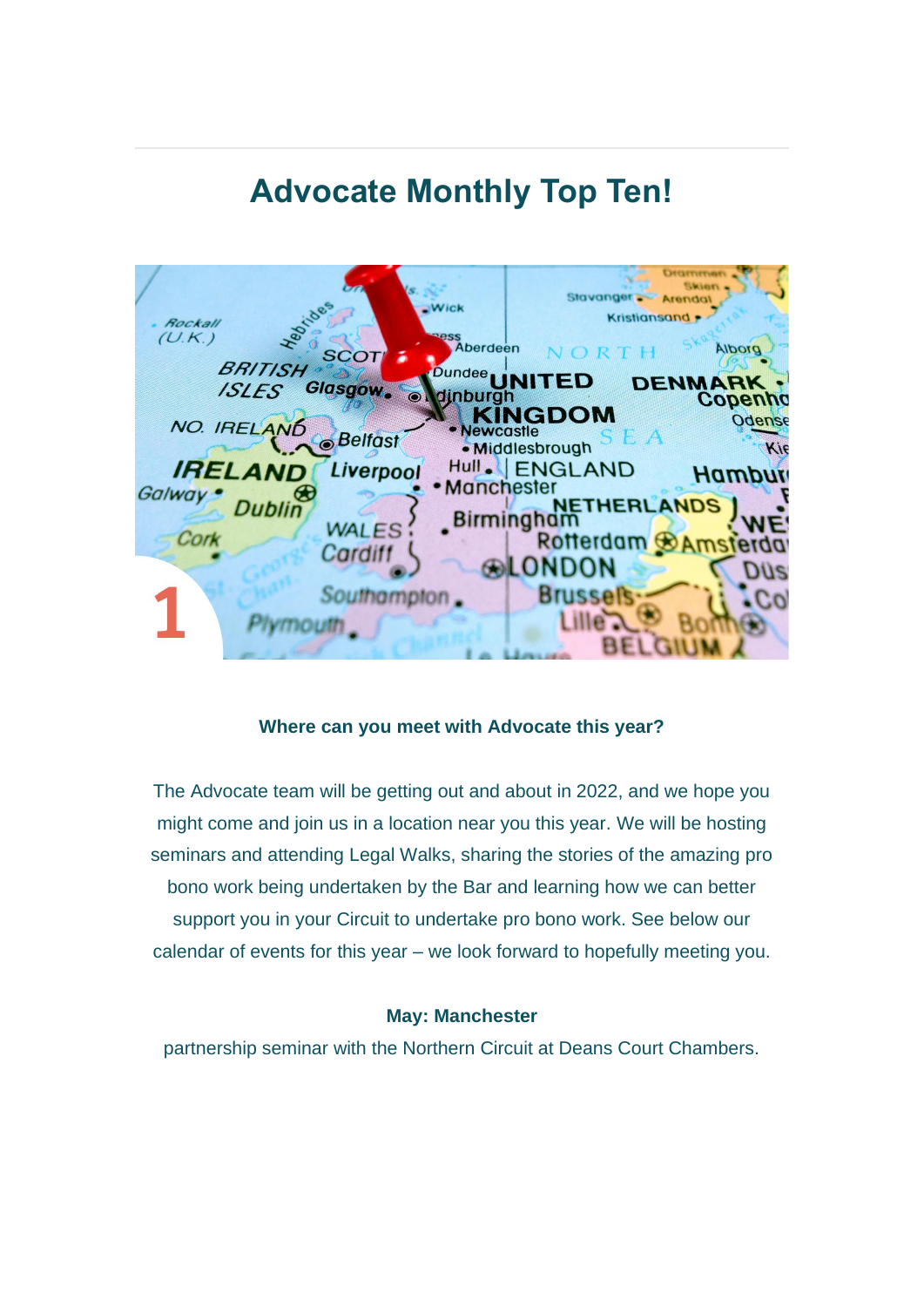# Advocate Monthly Top Ten!

1

**Where can you meet with Advocate this year?**

The Advocate team will be getting out and about in 2022, and we hope you might come and join us in a location near you this year. We will be hosting seminars and attending Legal Walks, sharing the stories of the amazing pro bono work being undertaken by the Bar and learning how we can better support you in your Circuit to undertake pro bono work. See below our calendar of events for this year – we look forward to hopefully meeting you.

**May: Manchester**

partnership seminar with the Northern Circuit at Deans Court Chambers.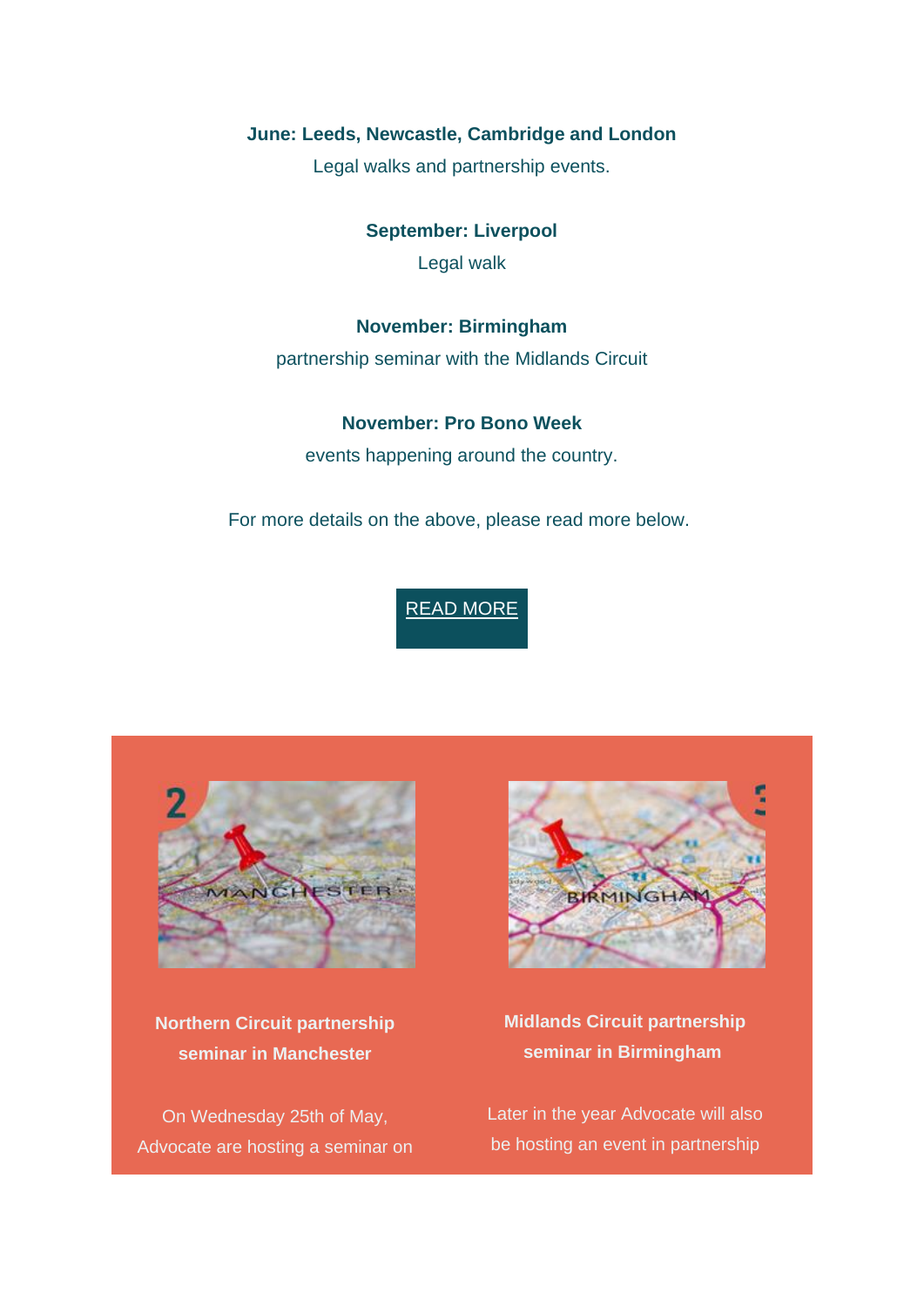**June: Leeds, Newcastle, Cambridge and London**

Legal walks and partnership events.

**September: Liverpool**

Legal walk

**November: Birmingham**

partnership seminar with the Midlands Circuit

**November: Pro Bono Week**

events happening around the country.

For more details on the above, please read more below.

READ MORE

**Northern Circuit partnership seminar in Manchester**

On Wednesday 25th of May, Advocate are hosting a seminar on

**Midlands Circuit partnership seminar in Birmingham**

Later in the year Advocate will also be hosting an event in partnership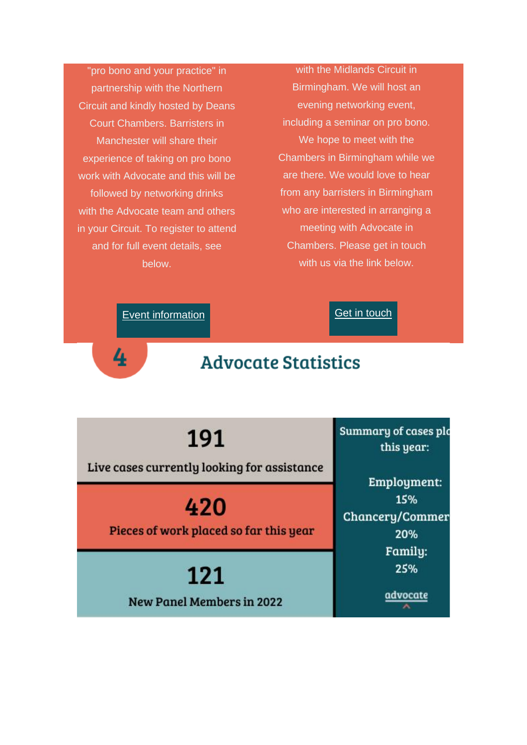"pro bono and your practice" in partnership with the Northern Circuit and kindly hosted by Deans Court Chambers. Barristers in Manchester will share their experience of taking on pro bono work with Advocate and this will be followed by networking drinks with the Advocate team and others in your Circuit. To register to attend and for full event details, see below.

Event information

with the Midlands Circuit in Birmingham. We will host an evening networking event, including a seminar on pro bono. We hope to meet with the Chambers in Birmingham while we are there. We would love to hear from any barristers in Birmingham who are interested in arranging a meeting with Advocate in Chambers. Please get in touch with us via the link below.

Get in touch

## 4 Advocate Statistics

**191**
Live cases currently looking for assistance

**420**
Pieces of work placed so far this year

**121**
New Panel Members in 2022

Summary of cases pl this year:

Employment: 15%
Chancery/Commer 20%
Family: 25%

advocate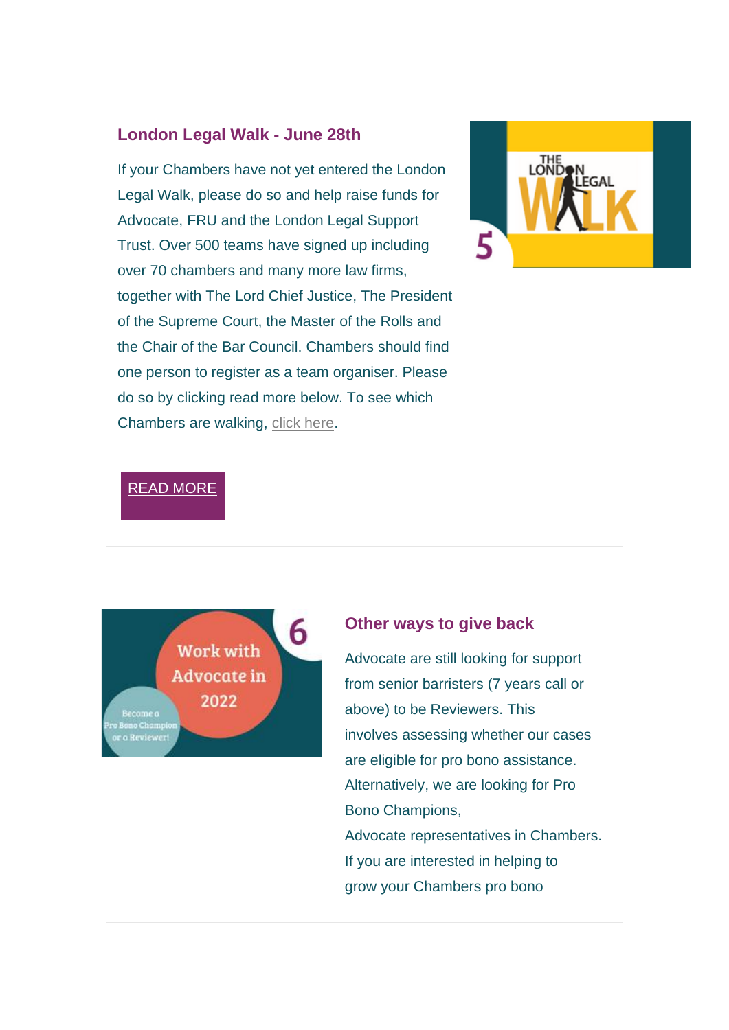## London Legal Walk - June 28th

If your Chambers have not yet entered the London Legal Walk, please do so and help raise funds for Advocate, FRU and the London Legal Support Trust. Over 500 teams have signed up including over 70 chambers and many more law firms, together with The Lord Chief Justice, The President of the Supreme Court, the Master of the Rolls and the Chair of the Bar Council. Chambers should find one person to register as a team organiser. Please do so by clicking read more below. To see which Chambers are walking, click here.

READ MORE

---

## Other ways to give back

Advocate are still looking for support from senior barristers (7 years call or above) to be Reviewers. This involves assessing whether our cases are eligible for pro bono assistance. Alternatively, we are looking for Pro Bono Champions, Advocate representatives in Chambers. If you are interested in helping to grow your Chambers pro bono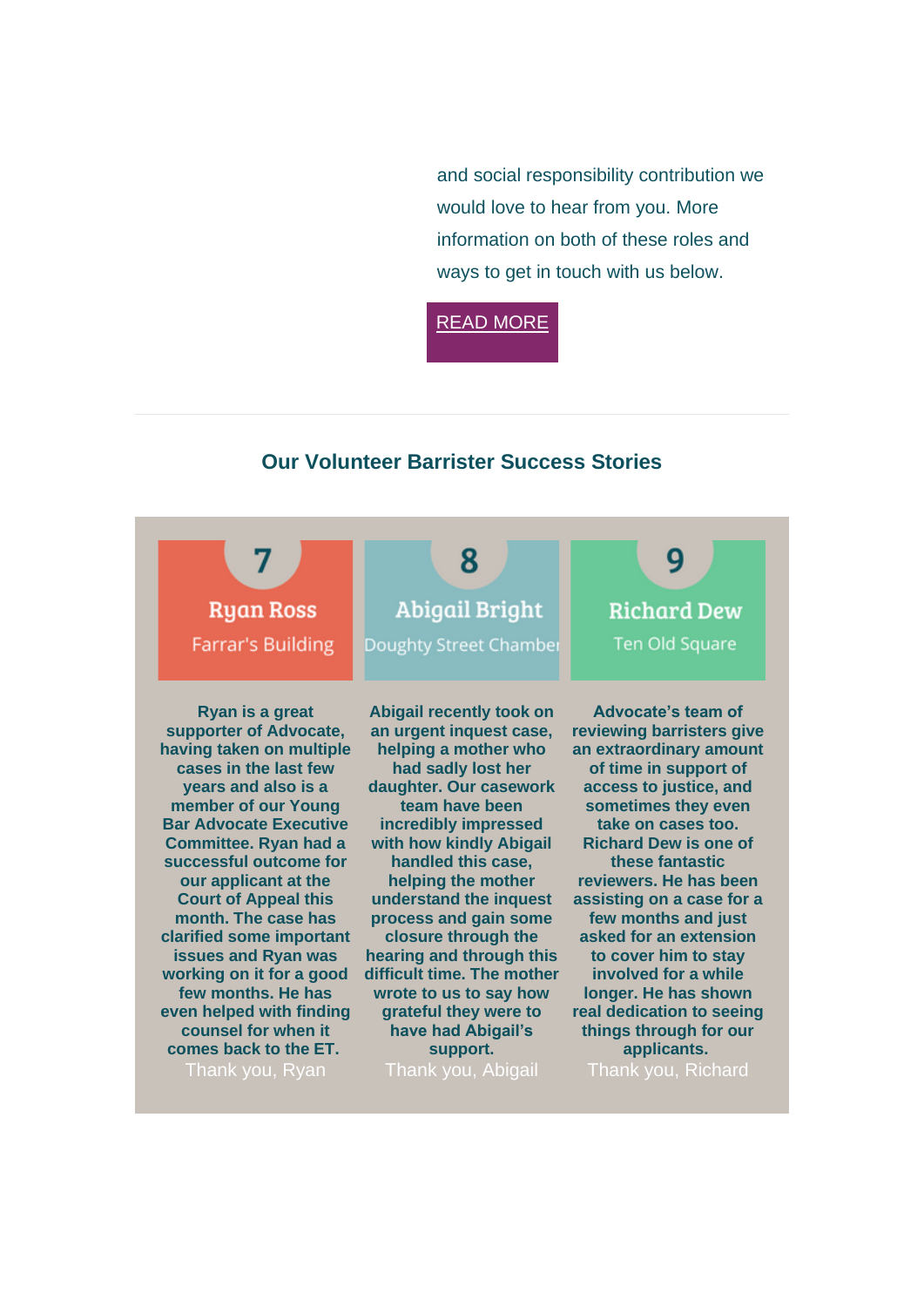and social responsibility contribution we would love to hear from you. More information on both of these roles and ways to get in touch with us below.

READ MORE

## Our Volunteer Barrister Success Stories

### 7
**Ryan Ross**
Farrar's Building

**Ryan is a great supporter of Advocate, having taken on multiple cases in the last few years and also is a member of our Young Bar Advocate Executive Committee. Ryan had a successful outcome for our applicant at the Court of Appeal this month. The case has clarified some important issues and Ryan was working on it for a good few months. He has even helped with finding counsel for when it comes back to the ET.**

Thank you, Ryan

### 8
**Abigail Bright**
Doughty Street Chamber

**Abigail recently took on an urgent inquest case, helping a mother who had sadly lost her daughter. Our casework team have been incredibly impressed with how kindly Abigail handled this case, helping the mother understand the inquest process and gain some closure through the hearing and through this difficult time. The mother wrote to us to say how grateful they were to have had Abigail's support.**

Thank you, Abigail

### 9
**Richard Dew**
Ten Old Square

**Advocate's team of reviewing barristers give an extraordinary amount of time in support of access to justice, and sometimes they even take on cases too. Richard Dew is one of these fantastic reviewers. He has been assisting on a case for a few months and just asked for an extension to cover him to stay involved for a while longer. He has shown real dedication to seeing things through for our applicants.**

Thank you, Richard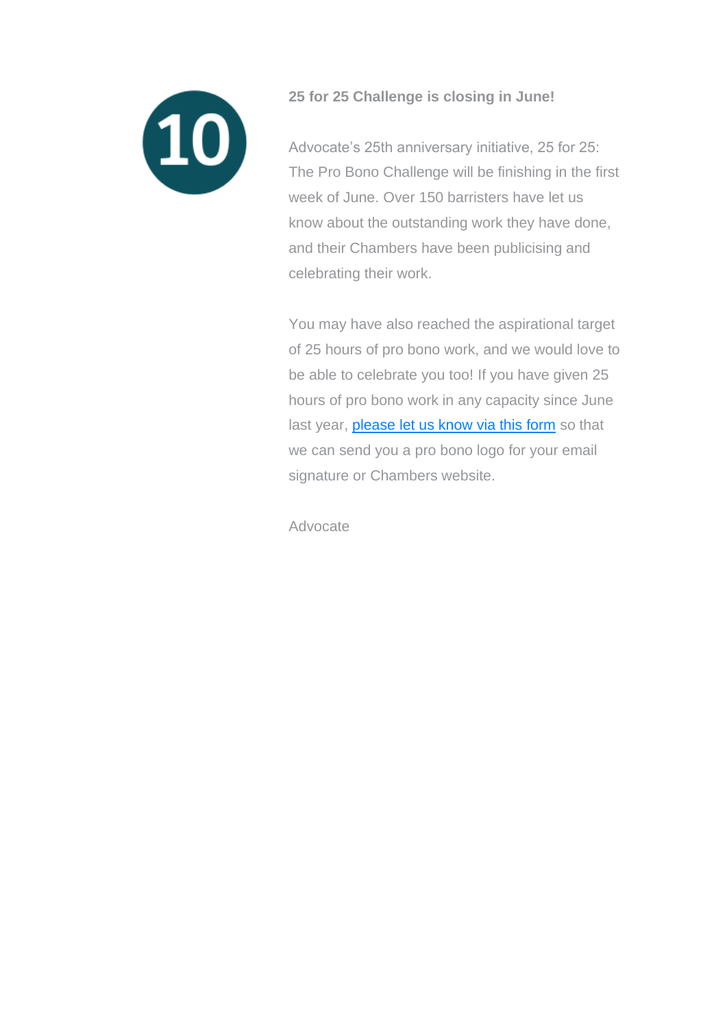10

**25 for 25 Challenge is closing in June!**

Advocate's 25th anniversary initiative, 25 for 25: The Pro Bono Challenge will be finishing in the first week of June. Over 150 barristers have let us know about the outstanding work they have done, and their Chambers have been publicising and celebrating their work.

You may have also reached the aspirational target of 25 hours of pro bono work, and we would love to be able to celebrate you too! If you have given 25 hours of pro bono work in any capacity since June last year, please let us know via this form so that we can send you a pro bono logo for your email signature or Chambers website.

Advocate